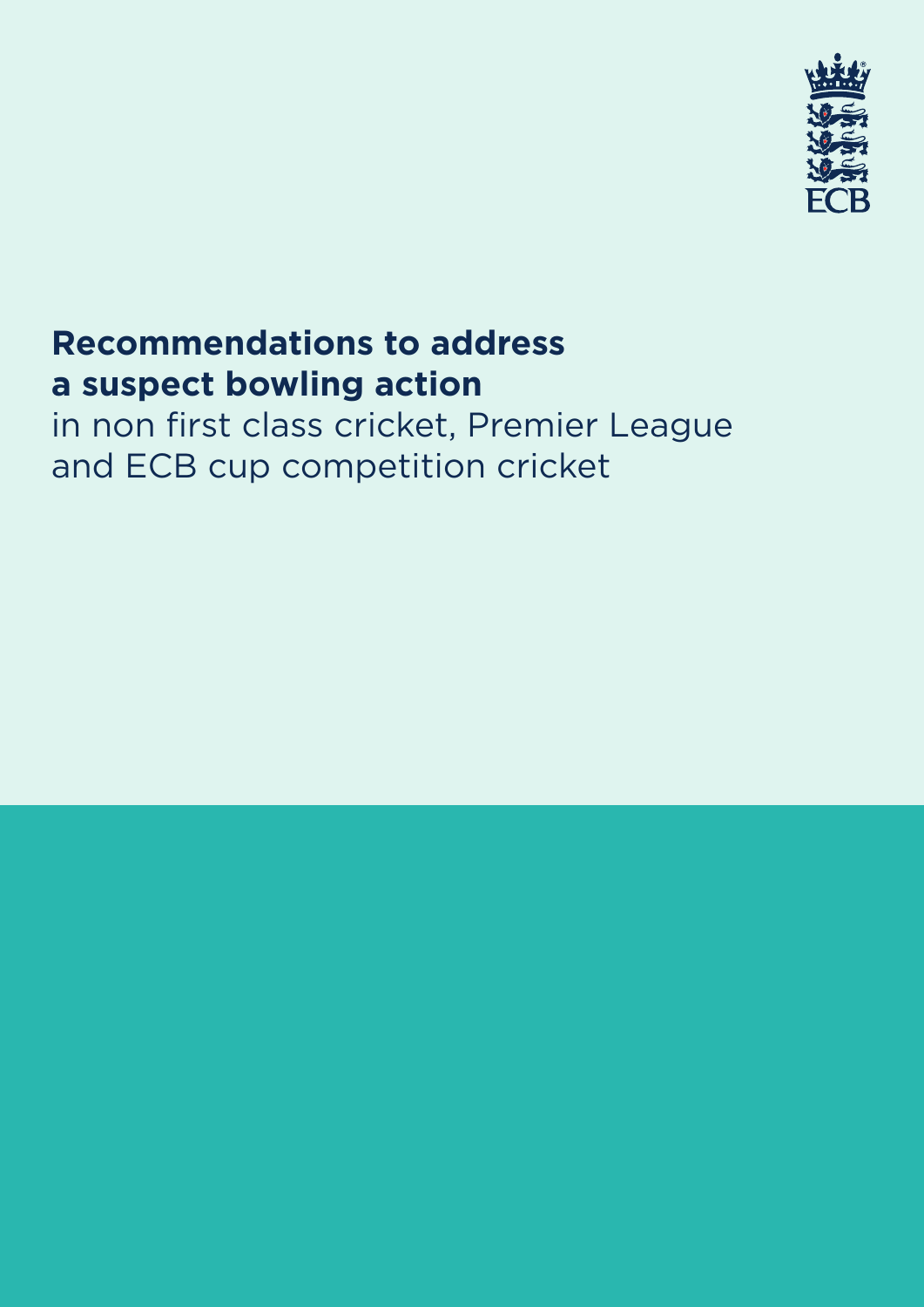# Recommendations to address a suspect bowling action

in non first class cricket, Premier League and ECB cup competition cricket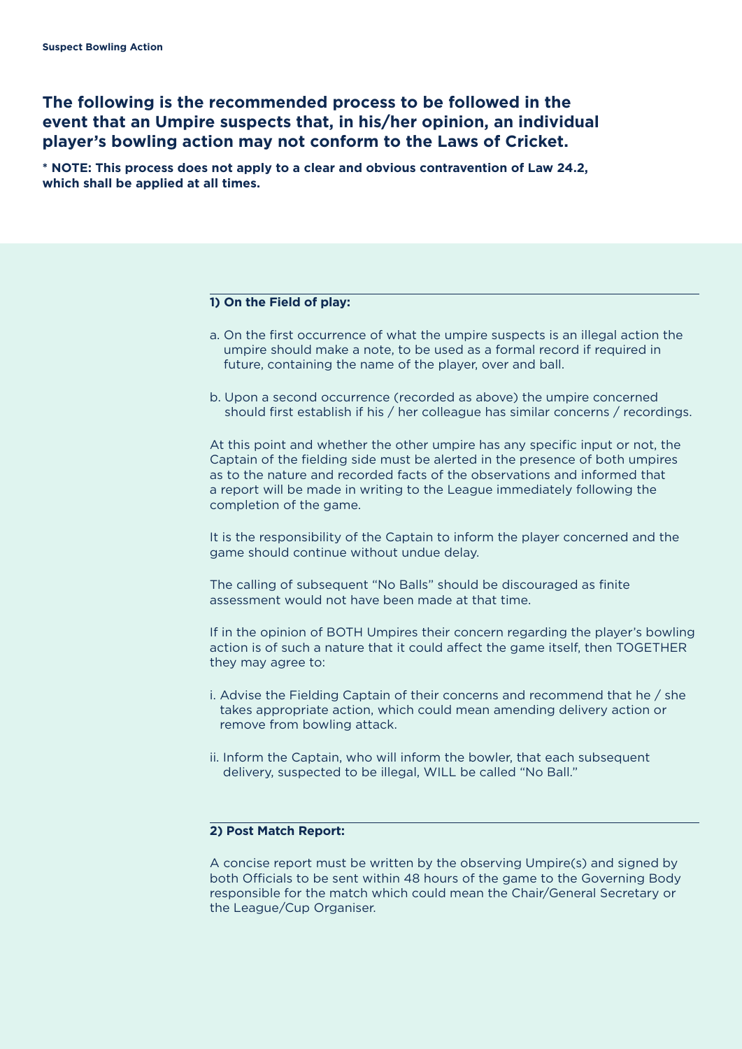Suspect Bowling Action

## The following is the recommended process to be followed in the event that an Umpire suspects that, in his/her opinion, an individual player's bowling action may not conform to the Laws of Cricket.

**\* NOTE: This process does not apply to a clear and obvious contravention of Law 24.2, which shall be applied at all times.**

### 1) On the Field of play:

a. On the first occurrence of what the umpire suspects is an illegal action the umpire should make a note, to be used as a formal record if required in future, containing the name of the player, over and ball.

b. Upon a second occurrence (recorded as above) the umpire concerned should first establish if his / her colleague has similar concerns / recordings.

At this point and whether the other umpire has any specific input or not, the Captain of the fielding side must be alerted in the presence of both umpires as to the nature and recorded facts of the observations and informed that a report will be made in writing to the League immediately following the completion of the game.

It is the responsibility of the Captain to inform the player concerned and the game should continue without undue delay.

The calling of subsequent "No Balls" should be discouraged as finite assessment would not have been made at that time.

If in the opinion of BOTH Umpires their concern regarding the player's bowling action is of such a nature that it could affect the game itself, then TOGETHER they may agree to:

i. Advise the Fielding Captain of their concerns and recommend that he / she takes appropriate action, which could mean amending delivery action or remove from bowling attack.

ii. Inform the Captain, who will inform the bowler, that each subsequent delivery, suspected to be illegal, WILL be called "No Ball."

### 2) Post Match Report:

A concise report must be written by the observing Umpire(s) and signed by both Officials to be sent within 48 hours of the game to the Governing Body responsible for the match which could mean the Chair/General Secretary or the League/Cup Organiser.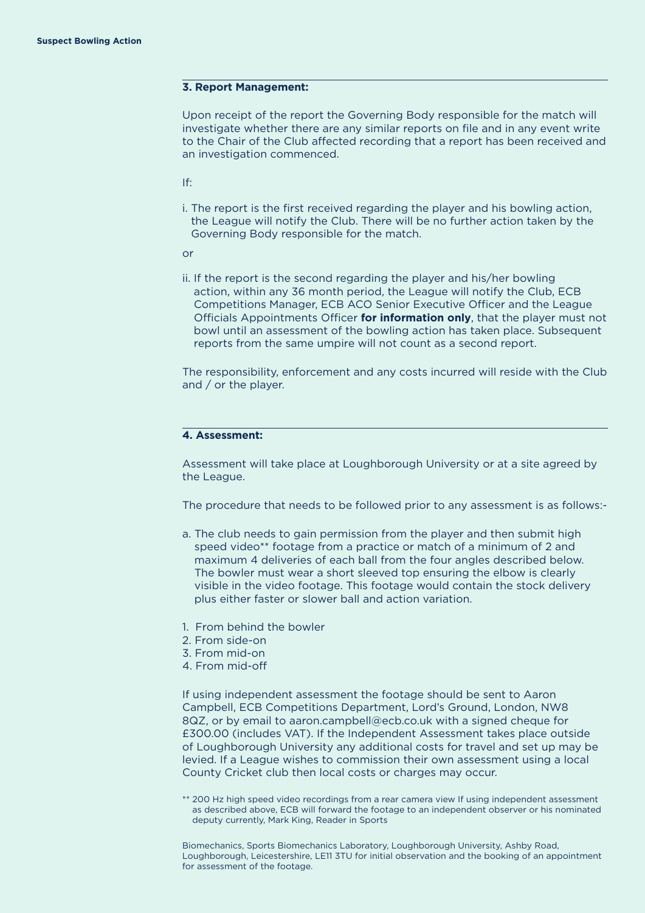### 3. Report Management:

Upon receipt of the report the Governing Body responsible for the match will investigate whether there are any similar reports on file and in any event write to the Chair of the Club affected recording that a report has been received and an investigation commenced.

If:

i. The report is the first received regarding the player and his bowling action, the League will notify the Club. There will be no further action taken by the Governing Body responsible for the match.

or

ii. If the report is the second regarding the player and his/her bowling action, within any 36 month period, the League will notify the Club, ECB Competitions Manager, ECB ACO Senior Executive Officer and the League Officials Appointments Officer **for information only**, that the player must not bowl until an assessment of the bowling action has taken place. Subsequent reports from the same umpire will not count as a second report.

The responsibility, enforcement and any costs incurred will reside with the Club and / or the player.

### 4. Assessment:

Assessment will take place at Loughborough University or at a site agreed by the League.

The procedure that needs to be followed prior to any assessment is as follows:-

a. The club needs to gain permission from the player and then submit high speed video** footage from a practice or match of a minimum of 2 and maximum 4 deliveries of each ball from the four angles described below. The bowler must wear a short sleeved top ensuring the elbow is clearly visible in the video footage. This footage would contain the stock delivery plus either faster or slower ball and action variation.

1. From behind the bowler
2. From side-on
3. From mid-on
4. From mid-off

If using independent assessment the footage should be sent to Aaron Campbell, ECB Competitions Department, Lord's Ground, London, NW8 8QZ, or by email to aaron.campbell@ecb.co.uk with a signed cheque for £300.00 (includes VAT). If the Independent Assessment takes place outside of Loughborough University any additional costs for travel and set up may be levied. If a League wishes to commission their own assessment using a local County Cricket club then local costs or charges may occur.

** 200 Hz high speed video recordings from a rear camera view If using independent assessment as described above, ECB will forward the footage to an independent observer or his nominated deputy currently, Mark King, Reader in Sports

Biomechanics, Sports Biomechanics Laboratory, Loughborough University, Ashby Road, Loughborough, Leicestershire, LE11 3TU for initial observation and the booking of an appointment for assessment of the footage.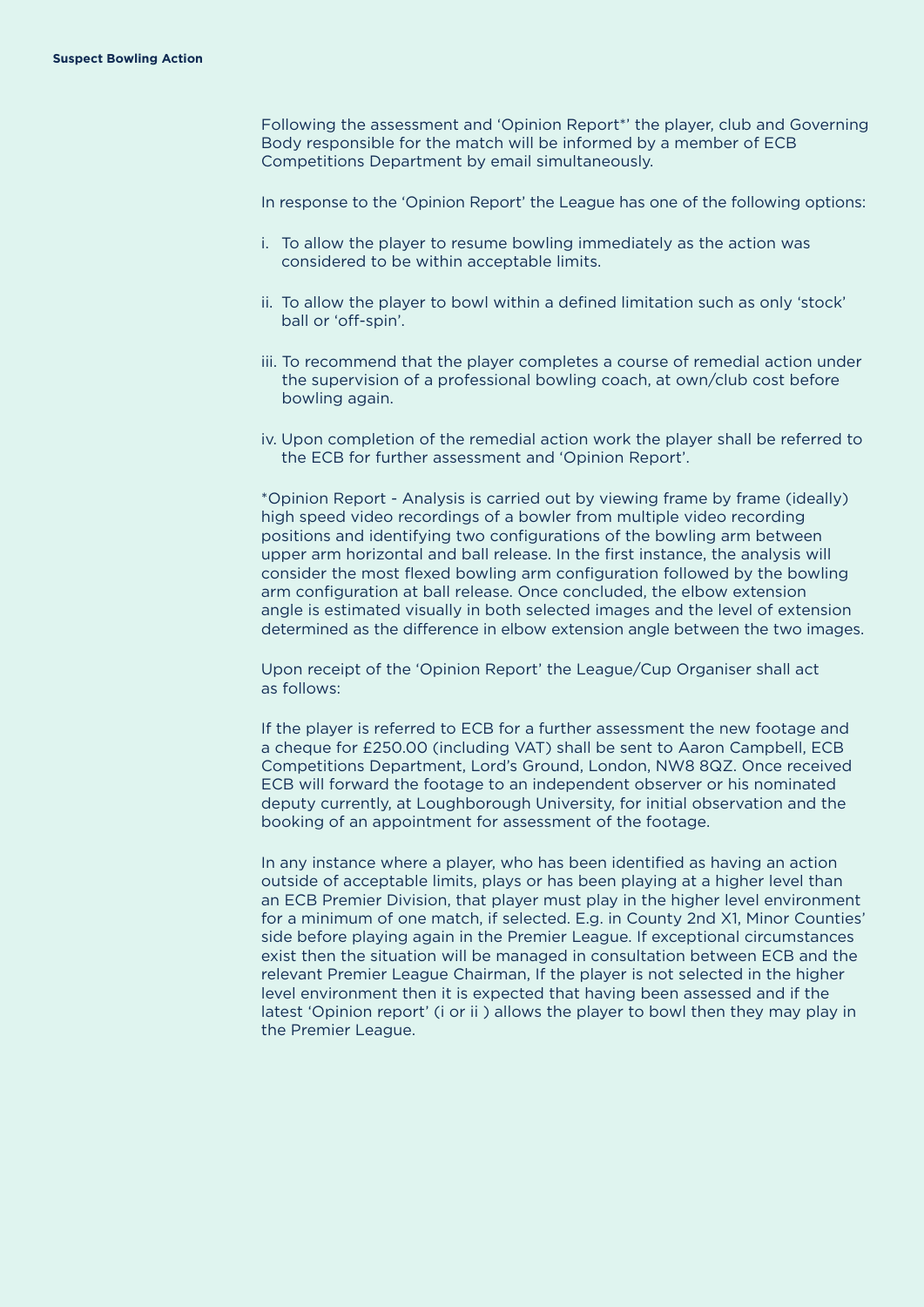Following the assessment and 'Opinion Report*' the player, club and Governing Body responsible for the match will be informed by a member of ECB Competitions Department by email simultaneously.

In response to the 'Opinion Report' the League has one of the following options:

i. To allow the player to resume bowling immediately as the action was considered to be within acceptable limits.

ii. To allow the player to bowl within a defined limitation such as only 'stock' ball or 'off-spin'.

iii. To recommend that the player completes a course of remedial action under the supervision of a professional bowling coach, at own/club cost before bowling again.

iv. Upon completion of the remedial action work the player shall be referred to the ECB for further assessment and 'Opinion Report'.

*Opinion Report - Analysis is carried out by viewing frame by frame (ideally) high speed video recordings of a bowler from multiple video recording positions and identifying two configurations of the bowling arm between upper arm horizontal and ball release. In the first instance, the analysis will consider the most flexed bowling arm configuration followed by the bowling arm configuration at ball release. Once concluded, the elbow extension angle is estimated visually in both selected images and the level of extension determined as the difference in elbow extension angle between the two images.

Upon receipt of the 'Opinion Report' the League/Cup Organiser shall act as follows:

If the player is referred to ECB for a further assessment the new footage and a cheque for £250.00 (including VAT) shall be sent to Aaron Campbell, ECB Competitions Department, Lord's Ground, London, NW8 8QZ. Once received ECB will forward the footage to an independent observer or his nominated deputy currently, at Loughborough University, for initial observation and the booking of an appointment for assessment of the footage.

In any instance where a player, who has been identified as having an action outside of acceptable limits, plays or has been playing at a higher level than an ECB Premier Division, that player must play in the higher level environment for a minimum of one match, if selected. E.g. in County 2nd X1, Minor Counties' side before playing again in the Premier League. If exceptional circumstances exist then the situation will be managed in consultation between ECB and the relevant Premier League Chairman, If the player is not selected in the higher level environment then it is expected that having been assessed and if the latest 'Opinion report' (i or ii ) allows the player to bowl then they may play in the Premier League.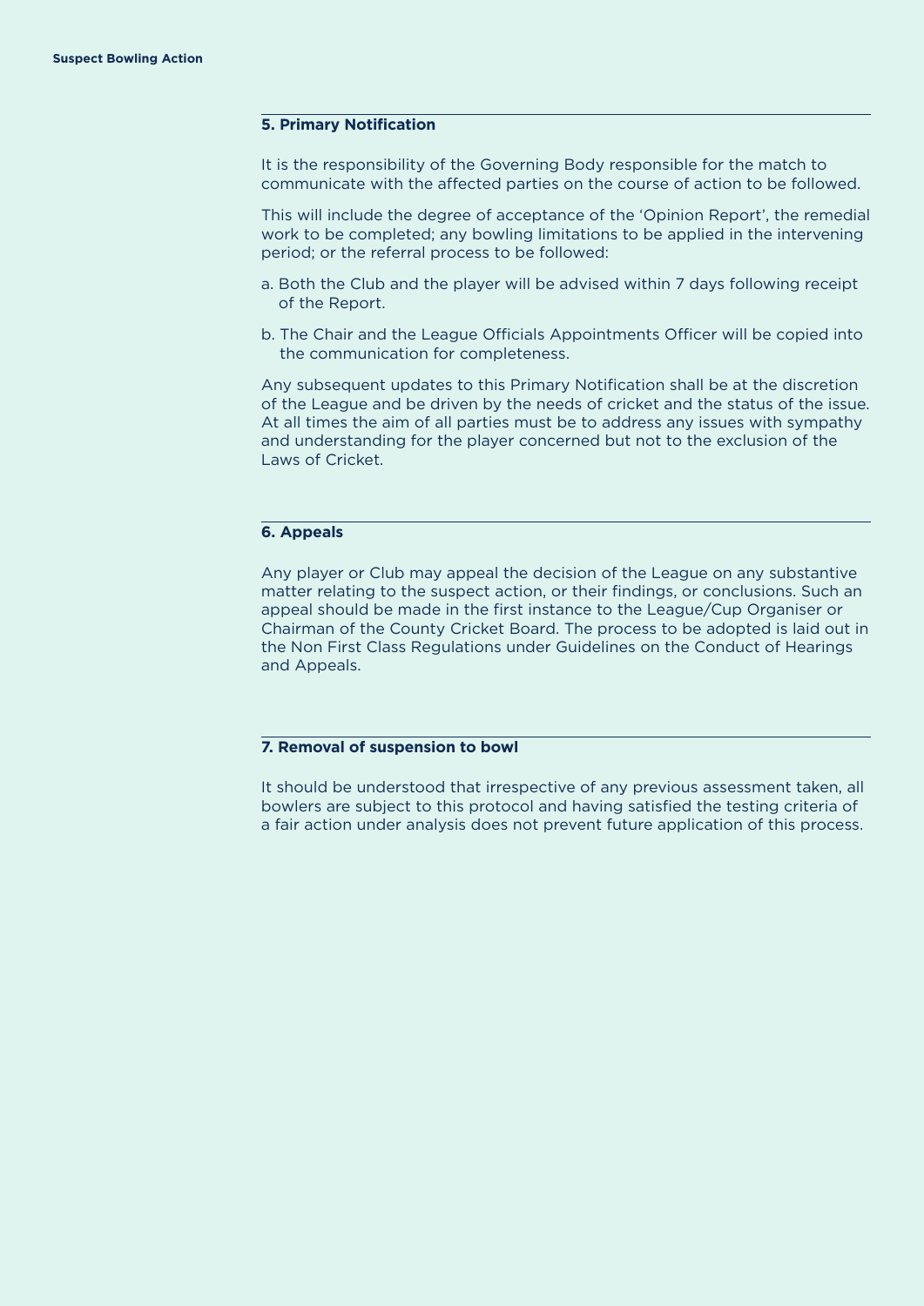## 5. Primary Notification

It is the responsibility of the Governing Body responsible for the match to communicate with the affected parties on the course of action to be followed.

This will include the degree of acceptance of the 'Opinion Report', the remedial work to be completed; any bowling limitations to be applied in the intervening period; or the referral process to be followed:

a. Both the Club and the player will be advised within 7 days following receipt of the Report.

b. The Chair and the League Officials Appointments Officer will be copied into the communication for completeness.

Any subsequent updates to this Primary Notification shall be at the discretion of the League and be driven by the needs of cricket and the status of the issue. At all times the aim of all parties must be to address any issues with sympathy and understanding for the player concerned but not to the exclusion of the Laws of Cricket.

## 6. Appeals

Any player or Club may appeal the decision of the League on any substantive matter relating to the suspect action, or their findings, or conclusions. Such an appeal should be made in the first instance to the League/Cup Organiser or Chairman of the County Cricket Board. The process to be adopted is laid out in the Non First Class Regulations under Guidelines on the Conduct of Hearings and Appeals.

## 7. Removal of suspension to bowl

It should be understood that irrespective of any previous assessment taken, all bowlers are subject to this protocol and having satisfied the testing criteria of a fair action under analysis does not prevent future application of this process.